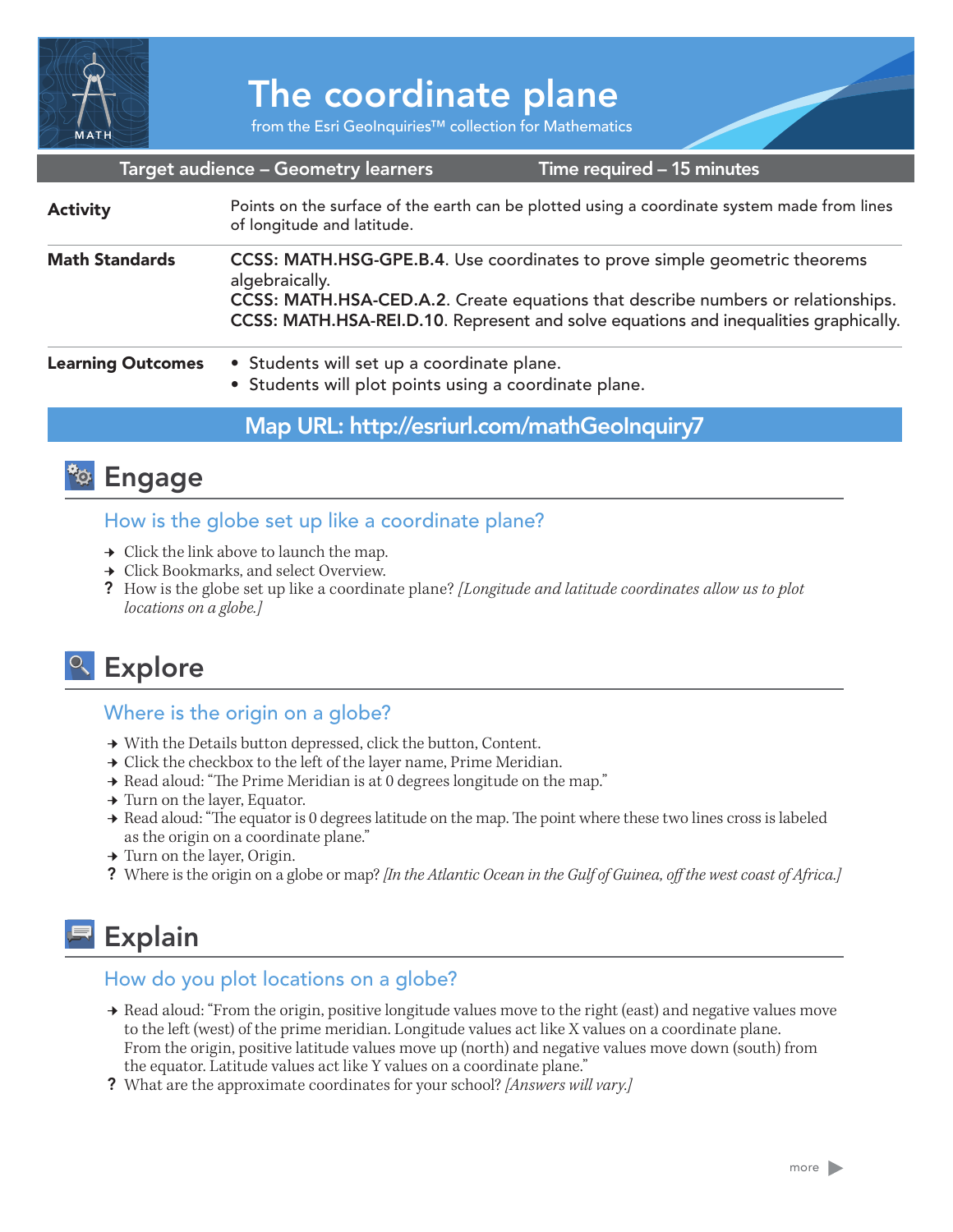# The coordinate plane

from the Esri GeoInquiries™ collection for Mathematics

| Target audience – Geometry learners | Time required – 15 minutes |
|---|---|

| | |
|---|---|
| **Activity** | Points on the surface of the earth can be plotted using a coordinate system made from lines of longitude and latitude. |
| **Math Standards** | **CCSS: MATH.HSG-GPE.B.4**. Use coordinates to prove simple geometric theorems algebraically.<br>**CCSS: MATH.HSA-CED.A.2**. Create equations that describe numbers or relationships.<br>**CCSS: MATH.HSA-REI.D.10**. Represent and solve equations and inequalities graphically. |
| **Learning Outcomes** | • Students will set up a coordinate plane.<br>• Students will plot points using a coordinate plane. |

**Map URL: http://esriurl.com/mathGeoInquiry7**

## Engage

### How is the globe set up like a coordinate plane?

→ Click the link above to launch the map.

→ Click Bookmarks, and select Overview.

? How is the globe set up like a coordinate plane? *[Longitude and latitude coordinates allow us to plot locations on a globe.]*

## Explore

### Where is the origin on a globe?

→ With the Details button depressed, click the button, Content.

→ Click the checkbox to the left of the layer name, Prime Meridian.

→ Read aloud: "The Prime Meridian is at 0 degrees longitude on the map."

→ Turn on the layer, Equator.

→ Read aloud: "The equator is 0 degrees latitude on the map. The point where these two lines cross is labeled as the origin on a coordinate plane."

→ Turn on the layer, Origin.

? Where is the origin on a globe or map? *[In the Atlantic Ocean in the Gulf of Guinea, off the west coast of Africa.]*

## Explain

### How do you plot locations on a globe?

→ Read aloud: "From the origin, positive longitude values move to the right (east) and negative values move to the left (west) of the prime meridian. Longitude values act like X values on a coordinate plane. From the origin, positive latitude values move up (north) and negative values move down (south) from the equator. Latitude values act like Y values on a coordinate plane."

? What are the approximate coordinates for your school? *[Answers will vary.]*

more ▶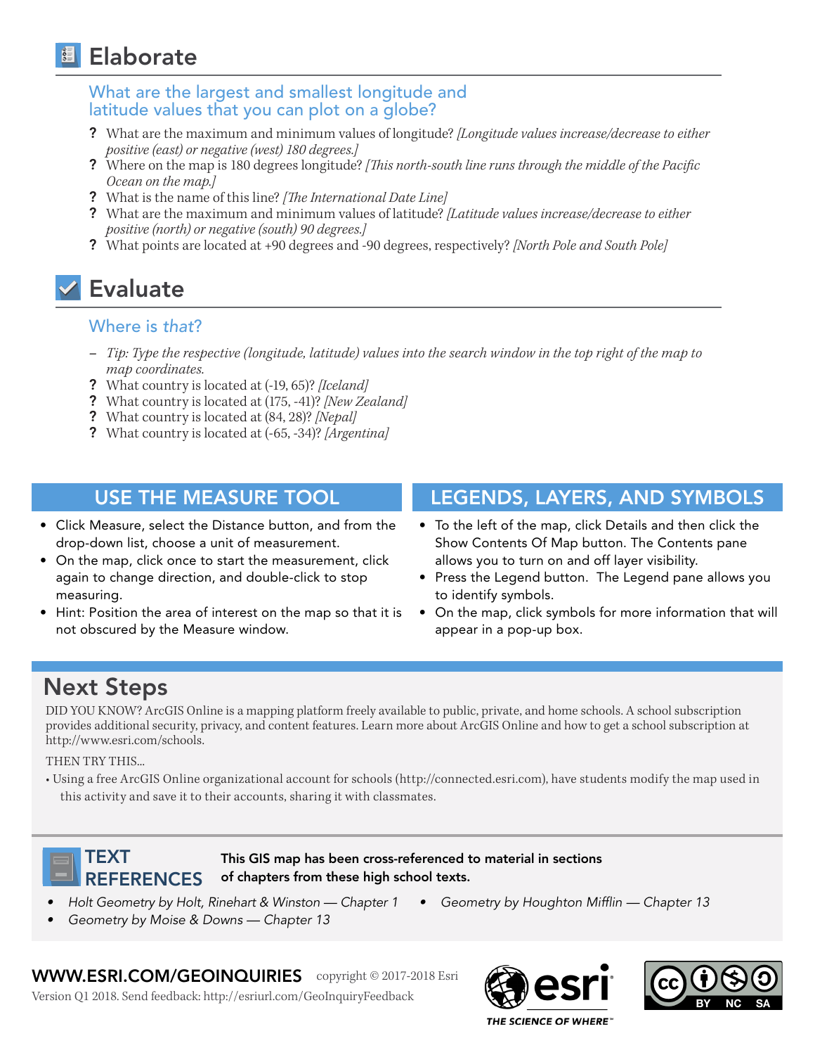## Elaborate

### What are the largest and smallest longitude and latitude values that you can plot on a globe?

- **?** What are the maximum and minimum values of longitude? *[Longitude values increase/decrease to either positive (east) or negative (west) 180 degrees.]*
- **?** Where on the map is 180 degrees longitude? *[This north-south line runs through the middle of the Pacific Ocean on the map.]*
- **?** What is the name of this line? *[The International Date Line]*
- **?** What are the maximum and minimum values of latitude? *[Latitude values increase/decrease to either positive (north) or negative (south) 90 degrees.]*
- **?** What points are located at +90 degrees and -90 degrees, respectively? *[North Pole and South Pole]*

## Evaluate

### Where is *that*?

- – *Tip: Type the respective (longitude, latitude) values into the search window in the top right of the map to map coordinates.*
- **?** What country is located at (-19, 65)? *[Iceland]*
- **?** What country is located at (175, -41)? *[New Zealand]*
- **?** What country is located at (84, 28)? *[Nepal]*
- **?** What country is located at (-65, -34)? *[Argentina]*

### USE THE MEASURE TOOL

- Click Measure, select the Distance button, and from the drop-down list, choose a unit of measurement.
- On the map, click once to start the measurement, click again to change direction, and double-click to stop measuring.
- Hint: Position the area of interest on the map so that it is not obscured by the Measure window.

### LEGENDS, LAYERS, AND SYMBOLS

- To the left of the map, click Details and then click the Show Contents Of Map button. The Contents pane allows you to turn on and off layer visibility.
- Press the Legend button. The Legend pane allows you to identify symbols.
- On the map, click symbols for more information that will appear in a pop-up box.

## Next Steps

DID YOU KNOW? ArcGIS Online is a mapping platform freely available to public, private, and home schools. A school subscription provides additional security, privacy, and content features. Learn more about ArcGIS Online and how to get a school subscription at http://www.esri.com/schools.

THEN TRY THIS...

- Using a free ArcGIS Online organizational account for schools (http://connected.esri.com), have students modify the map used in this activity and save it to their accounts, sharing it with classmates.

### TEXT REFERENCES

**This GIS map has been cross-referenced to material in sections of chapters from these high school texts.**

- *Holt Geometry by Holt, Rinehart & Winston — Chapter 1*
- *Geometry by Moise & Downs — Chapter 13*
- *Geometry by Houghton Mifflin — Chapter 13*

**WWW.ESRI.COM/GEOINQUIRIES** copyright © 2017-2018 Esri

Version Q1 2018. Send feedback: http://esriurl.com/GeoInquiryFeedback

esri THE SCIENCE OF WHERE™

BY NC SA